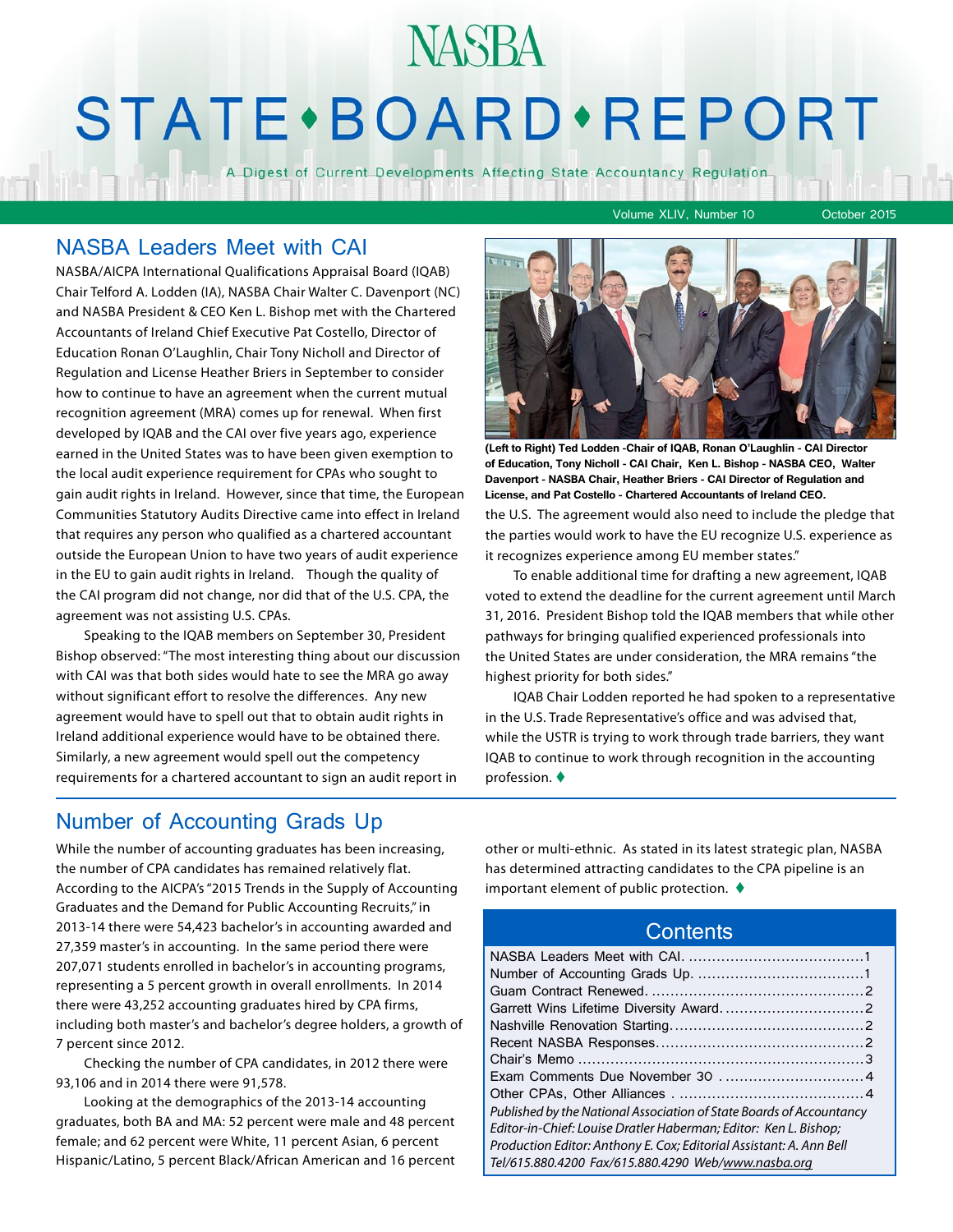# NASBA STATE•BOARD•REPORT

A Digest of Current Developments Affecting State Accountancy Regulation

Volume XLIV, Number 10 October 2015

## NASBA Leaders Meet with CAI

NASBA/AICPA International Qualifications Appraisal Board (IQAB) Chair Telford A. Lodden (IA), NASBA Chair Walter C. Davenport (NC) and NASBA President & CEO Ken L. Bishop met with the Chartered Accountants of Ireland Chief Executive Pat Costello, Director of Education Ronan O'Laughlin, Chair Tony Nicholl and Director of Regulation and License Heather Briers in September to consider how to continue to have an agreement when the current mutual recognition agreement (MRA) comes up for renewal. When first developed by IQAB and the CAI over five years ago, experience earned in the United States was to have been given exemption to the local audit experience requirement for CPAs who sought to gain audit rights in Ireland. However, since that time, the European Communities Statutory Audits Directive came into effect in Ireland that requires any person who qualified as a chartered accountant outside the European Union to have two years of audit experience in the EU to gain audit rights in Ireland. Though the quality of the CAI program did not change, nor did that of the U.S. CPA, the agreement was not assisting U.S. CPAs.

Speaking to the IQAB members on September 30, President Bishop observed: "The most interesting thing about our discussion with CAI was that both sides would hate to see the MRA go away without significant effort to resolve the differences. Any new agreement would have to spell out that to obtain audit rights in Ireland additional experience would have to be obtained there. Similarly, a new agreement would spell out the competency requirements for a chartered accountant to sign an audit report in the U.S. The agreement would also need to include the pledge that the parties would work to have the EU recognize U.S. experience as it recognizes experience among EU member states."

**(Left to Right) Ted Lodden -Chair of IQAB, Ronan O'Laughlin - CAI Director of Education, Tony Nicholl - CAI Chair, Ken L. Bishop - NASBA CEO, Walter Davenport - NASBA Chair, Heather Briers - CAI Director of Regulation and License, and Pat Costello - Chartered Accountants of Ireland CEO.**

To enable additional time for drafting a new agreement, IQAB voted to extend the deadline for the current agreement until March 31, 2016. President Bishop told the IQAB members that while other pathways for bringing qualified experienced professionals into the United States are under consideration, the MRA remains "the highest priority for both sides."

IQAB Chair Lodden reported he had spoken to a representative in the U.S. Trade Representative's office and was advised that, while the USTR is trying to work through trade barriers, they want IQAB to continue to work through recognition in the accounting profession. ♦

## Number of Accounting Grads Up

While the number of accounting graduates has been increasing, the number of CPA candidates has remained relatively flat. According to the AICPA's "2015 Trends in the Supply of Accounting Graduates and the Demand for Public Accounting Recruits," in 2013-14 there were 54,423 bachelor's in accounting awarded and 27,359 master's in accounting. In the same period there were 207,071 students enrolled in bachelor's in accounting programs, representing a 5 percent growth in overall enrollments. In 2014 there were 43,252 accounting graduates hired by CPA firms, including both master's and bachelor's degree holders, a growth of 7 percent since 2012.

Checking the number of CPA candidates, in 2012 there were 93,106 and in 2014 there were 91,578.

Looking at the demographics of the 2013-14 accounting graduates, both BA and MA: 52 percent were male and 48 percent female; and 62 percent were White, 11 percent Asian, 6 percent Hispanic/Latino, 5 percent Black/African American and 16 percent other or multi-ethnic. As stated in its latest strategic plan, NASBA has determined attracting candidates to the CPA pipeline is an important element of public protection. ♦

## Contents

| | |
|---|---|
| NASBA Leaders Meet with CAI | 1 |
| Number of Accounting Grads Up | 1 |
| Guam Contract Renewed | 2 |
| Garrett Wins Lifetime Diversity Award | 2 |
| Nashville Renovation Starting | 2 |
| Recent NASBA Responses | 2 |
| Chair's Memo | 3 |
| Exam Comments Due November 30 | 4 |
| Other CPAs, Other Alliances | 4 |

*Published by the National Association of State Boards of Accountancy*
*Editor-in-Chief: Louise Dratler Haberman; Editor: Ken L. Bishop;*
*Production Editor: Anthony E. Cox; Editorial Assistant: A. Ann Bell*
*Tel/615.880.4200 Fax/615.880.4290 Web/www.nasba.org*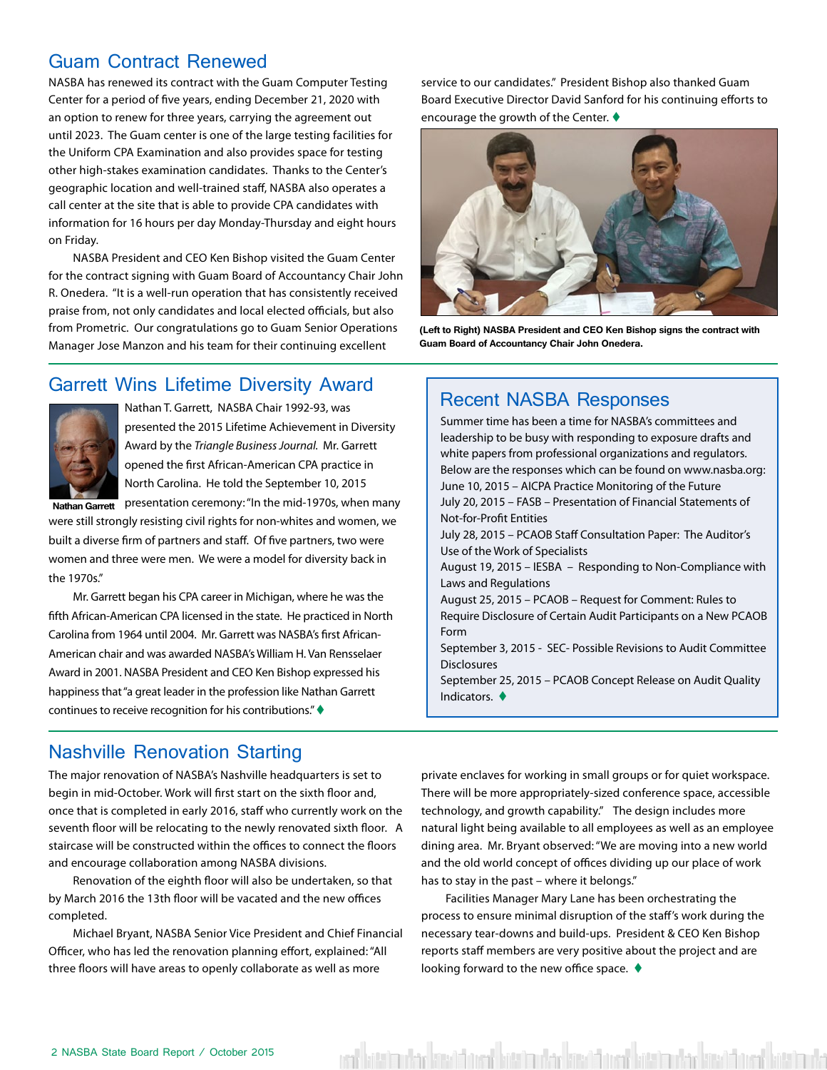## Guam Contract Renewed

NASBA has renewed its contract with the Guam Computer Testing Center for a period of five years, ending December 21, 2020 with an option to renew for three years, carrying the agreement out until 2023. The Guam center is one of the large testing facilities for the Uniform CPA Examination and also provides space for testing other high-stakes examination candidates. Thanks to the Center's geographic location and well-trained staff, NASBA also operates a call center at the site that is able to provide CPA candidates with information for 16 hours per day Monday-Thursday and eight hours on Friday.

NASBA President and CEO Ken Bishop visited the Guam Center for the contract signing with Guam Board of Accountancy Chair John R. Onedera. "It is a well-run operation that has consistently received praise from, not only candidates and local elected officials, but also from Prometric. Our congratulations go to Guam Senior Operations Manager Jose Manzon and his team for their continuing excellent service to our candidates." President Bishop also thanked Guam Board Executive Director David Sanford for his continuing efforts to encourage the growth of the Center. ♦

**(Left to Right) NASBA President and CEO Ken Bishop signs the contract with Guam Board of Accountancy Chair John Onedera.**

## Garrett Wins Lifetime Diversity Award

**Nathan Garrett**

Nathan T. Garrett, NASBA Chair 1992-93, was presented the 2015 Lifetime Achievement in Diversity Award by the *Triangle Business Journal*. Mr. Garrett opened the first African-American CPA practice in North Carolina. He told the September 10, 2015 presentation ceremony: "In the mid-1970s, when many were still strongly resisting civil rights for non-whites and women, we built a diverse firm of partners and staff. Of five partners, two were women and three were men. We were a model for diversity back in the 1970s."

Mr. Garrett began his CPA career in Michigan, where he was the fifth African-American CPA licensed in the state. He practiced in North Carolina from 1964 until 2004. Mr. Garrett was NASBA's first African-American chair and was awarded NASBA's William H. Van Rensselaer Award in 2001. NASBA President and CEO Ken Bishop expressed his happiness that "a great leader in the profession like Nathan Garrett continues to receive recognition for his contributions." ♦

## Recent NASBA Responses

Summer time has been a time for NASBA's committees and leadership to be busy with responding to exposure drafts and white papers from professional organizations and regulators. Below are the responses which can be found on www.nasba.org:

June 10, 2015 – AICPA Practice Monitoring of the Future
July 20, 2015 – FASB – Presentation of Financial Statements of Not-for-Profit Entities
July 28, 2015 – PCAOB Staff Consultation Paper: The Auditor's Use of the Work of Specialists
August 19, 2015 – IESBA – Responding to Non-Compliance with Laws and Regulations
August 25, 2015 – PCAOB – Request for Comment: Rules to Require Disclosure of Certain Audit Participants on a New PCAOB Form
September 3, 2015 - SEC- Possible Revisions to Audit Committee Disclosures
September 25, 2015 – PCAOB Concept Release on Audit Quality Indicators. ♦

## Nashville Renovation Starting

The major renovation of NASBA's Nashville headquarters is set to begin in mid-October. Work will first start on the sixth floor and, once that is completed in early 2016, staff who currently work on the seventh floor will be relocating to the newly renovated sixth floor. A staircase will be constructed within the offices to connect the floors and encourage collaboration among NASBA divisions.

Renovation of the eighth floor will also be undertaken, so that by March 2016 the 13th floor will be vacated and the new offices completed.

Michael Bryant, NASBA Senior Vice President and Chief Financial Officer, who has led the renovation planning effort, explained: "All three floors will have areas to openly collaborate as well as more private enclaves for working in small groups or for quiet workspace. There will be more appropriately-sized conference space, accessible technology, and growth capability." The design includes more natural light being available to all employees as well as an employee dining area. Mr. Bryant observed: "We are moving into a new world and the old world concept of offices dividing up our place of work has to stay in the past – where it belongs."

Facilities Manager Mary Lane has been orchestrating the process to ensure minimal disruption of the staff's work during the necessary tear-downs and build-ups. President & CEO Ken Bishop reports staff members are very positive about the project and are looking forward to the new office space. ♦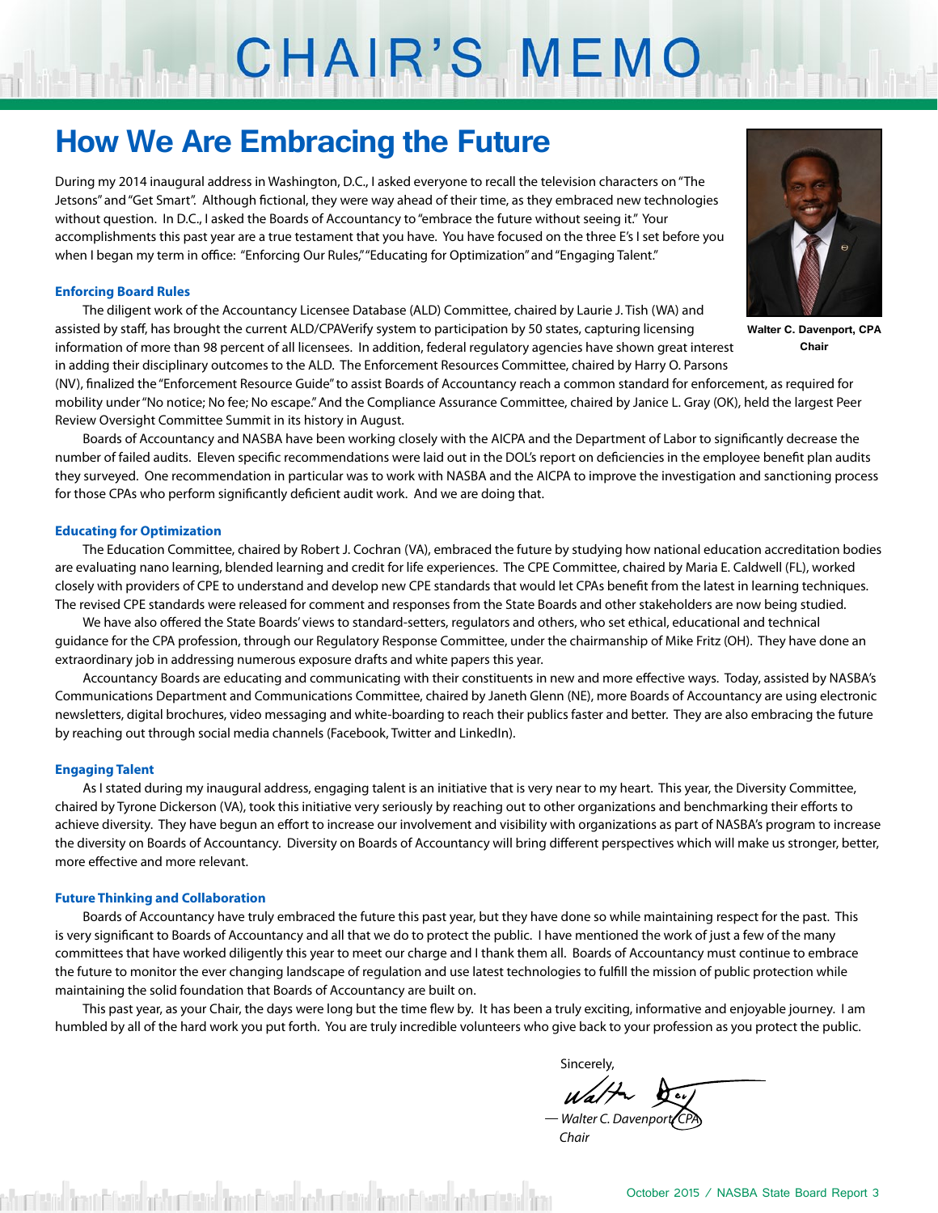# CHAIR'S MEMO

## How We Are Embracing the Future

During my 2014 inaugural address in Washington, D.C., I asked everyone to recall the television characters on "The Jetsons" and "Get Smart". Although fictional, they were way ahead of their time, as they embraced new technologies without question. In D.C., I asked the Boards of Accountancy to "embrace the future without seeing it." Your accomplishments this past year are a true testament that you have. You have focused on the three E's I set before you when I began my term in office: "Enforcing Our Rules," "Educating for Optimization" and "Engaging Talent."

Walter C. Davenport, CPA
Chair

### Enforcing Board Rules

The diligent work of the Accountancy Licensee Database (ALD) Committee, chaired by Laurie J. Tish (WA) and assisted by staff, has brought the current ALD/CPAVerify system to participation by 50 states, capturing licensing information of more than 98 percent of all licensees. In addition, federal regulatory agencies have shown great interest in adding their disciplinary outcomes to the ALD. The Enforcement Resources Committee, chaired by Harry O. Parsons (NV), finalized the "Enforcement Resource Guide" to assist Boards of Accountancy reach a common standard for enforcement, as required for mobility under "No notice; No fee; No escape." And the Compliance Assurance Committee, chaired by Janice L. Gray (OK), held the largest Peer Review Oversight Committee Summit in its history in August.

Boards of Accountancy and NASBA have been working closely with the AICPA and the Department of Labor to significantly decrease the number of failed audits. Eleven specific recommendations were laid out in the DOL's report on deficiencies in the employee benefit plan audits they surveyed. One recommendation in particular was to work with NASBA and the AICPA to improve the investigation and sanctioning process for those CPAs who perform significantly deficient audit work. And we are doing that.

### Educating for Optimization

The Education Committee, chaired by Robert J. Cochran (VA), embraced the future by studying how national education accreditation bodies are evaluating nano learning, blended learning and credit for life experiences. The CPE Committee, chaired by Maria E. Caldwell (FL), worked closely with providers of CPE to understand and develop new CPE standards that would let CPAs benefit from the latest in learning techniques. The revised CPE standards were released for comment and responses from the State Boards and other stakeholders are now being studied.

We have also offered the State Boards' views to standard-setters, regulators and others, who set ethical, educational and technical guidance for the CPA profession, through our Regulatory Response Committee, under the chairmanship of Mike Fritz (OH). They have done an extraordinary job in addressing numerous exposure drafts and white papers this year.

Accountancy Boards are educating and communicating with their constituents in new and more effective ways. Today, assisted by NASBA's Communications Department and Communications Committee, chaired by Janeth Glenn (NE), more Boards of Accountancy are using electronic newsletters, digital brochures, video messaging and white-boarding to reach their publics faster and better. They are also embracing the future by reaching out through social media channels (Facebook, Twitter and LinkedIn).

### Engaging Talent

As I stated during my inaugural address, engaging talent is an initiative that is very near to my heart. This year, the Diversity Committee, chaired by Tyrone Dickerson (VA), took this initiative very seriously by reaching out to other organizations and benchmarking their efforts to achieve diversity. They have begun an effort to increase our involvement and visibility with organizations as part of NASBA's program to increase the diversity on Boards of Accountancy. Diversity on Boards of Accountancy will bring different perspectives which will make us stronger, better, more effective and more relevant.

### Future Thinking and Collaboration

Boards of Accountancy have truly embraced the future this past year, but they have done so while maintaining respect for the past. This is very significant to Boards of Accountancy and all that we do to protect the public. I have mentioned the work of just a few of the many committees that have worked diligently this year to meet our charge and I thank them all. Boards of Accountancy must continue to embrace the future to monitor the ever changing landscape of regulation and use latest technologies to fulfill the mission of public protection while maintaining the solid foundation that Boards of Accountancy are built on.

This past year, as your Chair, the days were long but the time flew by. It has been a truly exciting, informative and enjoyable journey. I am humbled by all of the hard work you put forth. You are truly incredible volunteers who give back to your profession as you protect the public.

Sincerely,

*— Walter C. Davenport, CPA*
*Chair*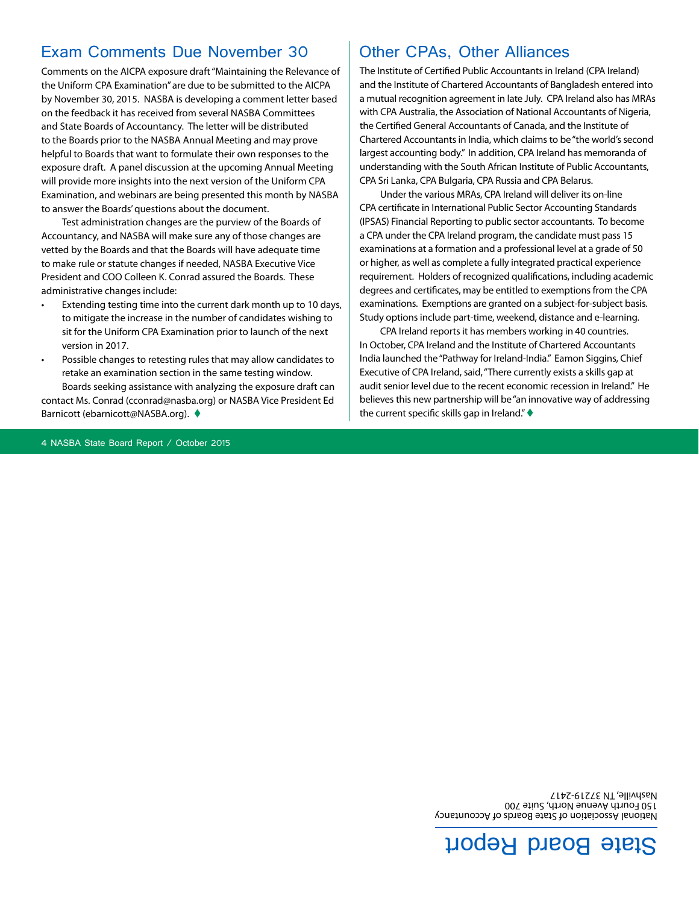## Exam Comments Due November 30

Comments on the AICPA exposure draft "Maintaining the Relevance of the Uniform CPA Examination" are due to be submitted to the AICPA by November 30, 2015. NASBA is developing a comment letter based on the feedback it has received from several NASBA Committees and State Boards of Accountancy. The letter will be distributed to the Boards prior to the NASBA Annual Meeting and may prove helpful to Boards that want to formulate their own responses to the exposure draft. A panel discussion at the upcoming Annual Meeting will provide more insights into the next version of the Uniform CPA Examination, and webinars are being presented this month by NASBA to answer the Boards' questions about the document.

Test administration changes are the purview of the Boards of Accountancy, and NASBA will make sure any of those changes are vetted by the Boards and that the Boards will have adequate time to make rule or statute changes if needed, NASBA Executive Vice President and COO Colleen K. Conrad assured the Boards. These administrative changes include:

- Extending testing time into the current dark month up to 10 days, to mitigate the increase in the number of candidates wishing to sit for the Uniform CPA Examination prior to launch of the next version in 2017.
- Possible changes to retesting rules that may allow candidates to retake an examination section in the same testing window.

Boards seeking assistance with analyzing the exposure draft can contact Ms. Conrad (cconrad@nasba.org) or NASBA Vice President Ed Barnicott (ebarnicott@NASBA.org). ♦

## Other CPAs, Other Alliances

The Institute of Certified Public Accountants in Ireland (CPA Ireland) and the Institute of Chartered Accountants of Bangladesh entered into a mutual recognition agreement in late July. CPA Ireland also has MRAs with CPA Australia, the Association of National Accountants of Nigeria, the Certified General Accountants of Canada, and the Institute of Chartered Accountants in India, which claims to be "the world's second largest accounting body." In addition, CPA Ireland has memoranda of understanding with the South African Institute of Public Accountants, CPA Sri Lanka, CPA Bulgaria, CPA Russia and CPA Belarus.

Under the various MRAs, CPA Ireland will deliver its on-line CPA certificate in International Public Sector Accounting Standards (IPSAS) Financial Reporting to public sector accountants. To become a CPA under the CPA Ireland program, the candidate must pass 15 examinations at a formation and a professional level at a grade of 50 or higher, as well as complete a fully integrated practical experience requirement. Holders of recognized qualifications, including academic degrees and certificates, may be entitled to exemptions from the CPA examinations. Exemptions are granted on a subject-for-subject basis. Study options include part-time, weekend, distance and e-learning.

CPA Ireland reports it has members working in 40 countries. In October, CPA Ireland and the Institute of Chartered Accountants India launched the "Pathway for Ireland-India." Eamon Siggins, Chief Executive of CPA Ireland, said, "There currently exists a skills gap at audit senior level due to the recent economic recession in Ireland." He believes this new partnership will be "an innovative way of addressing the current specific skills gap in Ireland." ♦

State Board Report

National Association of State Boards of Accountancy
150 Fourth Avenue North, Suite 700
Nashville, TN 37219-2417